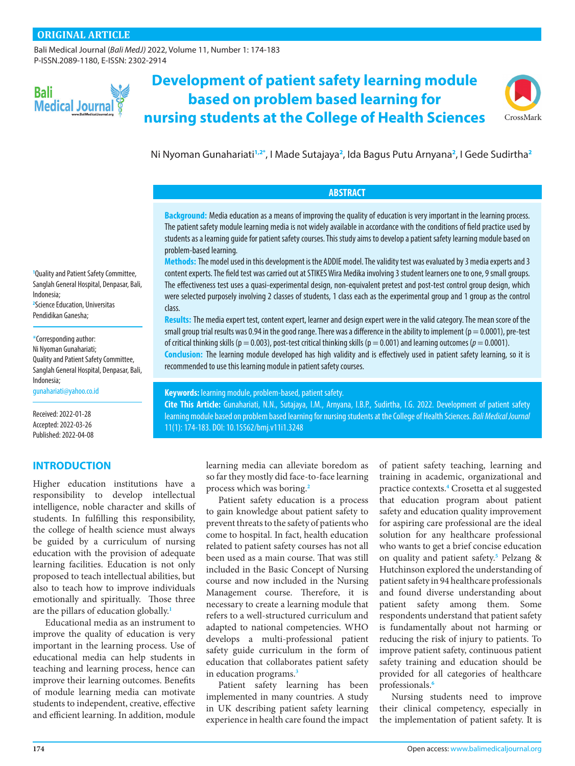ORIGINAL ARTICLE

Bali Medical Journal (*Bali MedJ)* 2022, Volume 11, Number 1: 174-183
P-ISSN.2089-1180, E-ISSN: 2302-2914

# Development of patient safety learning module based on problem based learning for nursing students at the College of Health Sciences

Ni Nyoman Gunahariati[1,2*], I Made Sutajaya[2], Ida Bagus Putu Arnyana[2], I Gede Sudirtha[2]

[1]Quality and Patient Safety Committee, Sanglah General Hospital, Denpasar, Bali, Indonesia;
[2]Science Education, Universitas Pendidikan Ganesha;

*Corresponding author:
Ni Nyoman Gunahariati;
Quality and Patient Safety Committee, Sanglah General Hospital, Denpasar, Bali, Indonesia;
gunahariati@yahoo.co.id

Received: 2022-01-28
Accepted: 2022-03-26
Published: 2022-04-08

## ABSTRACT

**Background:** Media education as a means of improving the quality of education is very important in the learning process. The patient safety module learning media is not widely available in accordance with the conditions of field practice used by students as a learning guide for patient safety courses. This study aims to develop a patient safety learning module based on problem-based learning.

**Methods:** The model used in this development is the ADDIE model. The validity test was evaluated by 3 media experts and 3 content experts. The field test was carried out at STIKES Wira Medika involving 3 student learners one to one, 9 small groups. The effectiveness test uses a quasi-experimental design, non-equivalent pretest and post-test control group design, which were selected purposely involving 2 classes of students, 1 class each as the experimental group and 1 group as the control class.

**Results:** The media expert test, content expert, learner and design expert were in the valid category. The mean score of the small group trial results was 0.94 in the good range. There was a difference in the ability to implement ($p = 0.0001$), pre-test of critical thinking skills ($p = 0.003$), post-test critical thinking skills ($p = 0.001$) and learning outcomes ($p = 0.0001$).

**Conclusion:** The learning module developed has high validity and is effectively used in patient safety learning, so it is recommended to use this learning module in patient safety courses.

**Keywords:** learning module, problem-based, patient safety.

**Cite This Article:** Gunahariati, N.N., Sutajaya, I.M., Arnyana, I.B.P., Sudirtha, I.G. 2022. Development of patient safety learning module based on problem based learning for nursing students at the College of Health Sciences. *Bali Medical Journal* 11(1): 174-183. DOI: 10.15562/bmj.v11i1.3248

## INTRODUCTION

Higher education institutions have a responsibility to develop intellectual intelligence, noble character and skills of students. In fulfilling this responsibility, the college of health science must always be guided by a curriculum of nursing education with the provision of adequate learning facilities. Education is not only proposed to teach intellectual abilities, but also to teach how to improve individuals emotionally and spiritually. Those three are the pillars of education globally.[1]

Educational media as an instrument to improve the quality of education is very important in the learning process. Use of educational media can help students in teaching and learning process, hence can improve their learning outcomes. Benefits of module learning media can motivate students to independent, creative, effective and efficient learning. In addition, module learning media can alleviate boredom as so far they mostly did face-to-face learning process which was boring.[2]

Patient safety education is a process to gain knowledge about patient safety to prevent threats to the safety of patients who come to hospital. In fact, health education related to patient safety courses has not all been used as a main course. That was still included in the Basic Concept of Nursing course and now included in the Nursing Management course. Therefore, it is necessary to create a learning module that refers to a well-structured curriculum and adapted to national competencies. WHO develops a multi-professional patient safety guide curriculum in the form of education that collaborates patient safety in education programs.[3]

Patient safety learning has been implemented in many countries. A study in UK describing patient safety learning experience in health care found the impact of patient safety teaching, learning and training in academic, organizational and practice contexts.[4] Crosetta et al suggested that education program about patient safety and education quality improvement for aspiring care professional are the ideal solution for any healthcare professional who wants to get a brief concise education on quality and patient safety.[5] Pelzang & Hutchinson explored the understanding of patient safety in 94 healthcare professionals and found diverse understanding about patient safety among them. Some respondents understand that patient safety is fundamentally about not harming or reducing the risk of injury to patients. To improve patient safety, continuous patient safety training and education should be provided for all categories of healthcare professionals.[6]

Nursing students need to improve their clinical competency, especially in the implementation of patient safety. It is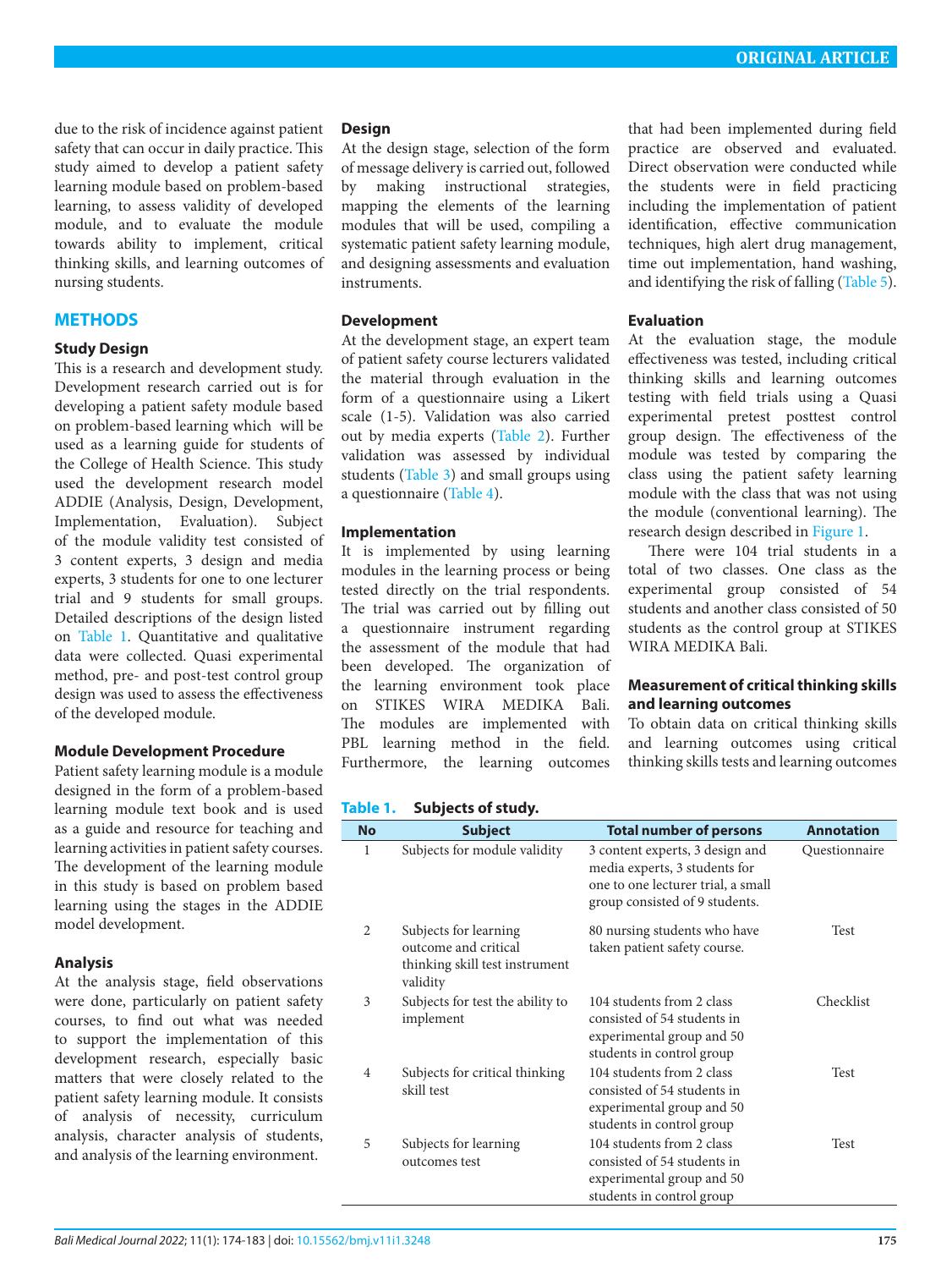due to the risk of incidence against patient safety that can occur in daily practice. This study aimed to develop a patient safety learning module based on problem-based learning, to assess validity of developed module, and to evaluate the module towards ability to implement, critical thinking skills, and learning outcomes of nursing students.

## METHODS

### Study Design

This is a research and development study. Development research carried out is for developing a patient safety module based on problem-based learning which will be used as a learning guide for students of the College of Health Science. This study used the development research model ADDIE (Analysis, Design, Development, Implementation, Evaluation). Subject of the module validity test consisted of 3 content experts, 3 design and media experts, 3 students for one to one lecturer trial and 9 students for small groups. Detailed descriptions of the design listed on Table 1. Quantitative and qualitative data were collected. Quasi experimental method, pre- and post-test control group design was used to assess the effectiveness of the developed module.

### Module Development Procedure

Patient safety learning module is a module designed in the form of a problem-based learning module text book and is used as a guide and resource for teaching and learning activities in patient safety courses. The development of the learning module in this study is based on problem based learning using the stages in the ADDIE model development.

### Analysis

At the analysis stage, field observations were done, particularly on patient safety courses, to find out what was needed to support the implementation of this development research, especially basic matters that were closely related to the patient safety learning module. It consists of analysis of necessity, curriculum analysis, character analysis of students, and analysis of the learning environment.

### Design

At the design stage, selection of the form of message delivery is carried out, followed by making instructional strategies, mapping the elements of the learning modules that will be used, compiling a systematic patient safety learning module, and designing assessments and evaluation instruments.

### Development

At the development stage, an expert team of patient safety course lecturers validated the material through evaluation in the form of a questionnaire using a Likert scale (1-5). Validation was also carried out by media experts (Table 2). Further validation was assessed by individual students (Table 3) and small groups using a questionnaire (Table 4).

### Implementation

It is implemented by using learning modules in the learning process or being tested directly on the trial respondents. The trial was carried out by filling out a questionnaire instrument regarding the assessment of the module that had been developed. The organization of the learning environment took place on STIKES WIRA MEDIKA Bali. The modules are implemented with PBL learning method in the field. Furthermore, the learning outcomes that had been implemented during field practice are observed and evaluated. Direct observation were conducted while the students were in field practicing including the implementation of patient identification, effective communication techniques, high alert drug management, time out implementation, hand washing, and identifying the risk of falling (Table 5).

### Evaluation

At the evaluation stage, the module effectiveness was tested, including critical thinking skills and learning outcomes testing with field trials using a Quasi experimental pretest posttest control group design. The effectiveness of the module was tested by comparing the class using the patient safety learning module with the class that was not using the module (conventional learning). The research design described in Figure 1.

There were 104 trial students in a total of two classes. One class as the experimental group consisted of 54 students and another class consisted of 50 students as the control group at STIKES WIRA MEDIKA Bali.

### Measurement of critical thinking skills and learning outcomes

To obtain data on critical thinking skills and learning outcomes using critical thinking skills tests and learning outcomes

**Table 1. Subjects of study.**

| No | Subject | Total number of persons | Annotation |
|---|---|---|---|
| 1 | Subjects for module validity | 3 content experts, 3 design and media experts, 3 students for one to one lecturer trial, a small group consisted of 9 students. | Questionnaire |
| 2 | Subjects for learning outcome and critical thinking skill test instrument validity | 80 nursing students who have taken patient safety course. | Test |
| 3 | Subjects for test the ability to implement | 104 students from 2 class consisted of 54 students in experimental group and 50 students in control group | Checklist |
| 4 | Subjects for critical thinking skill test | 104 students from 2 class consisted of 54 students in experimental group and 50 students in control group | Test |
| 5 | Subjects for learning outcomes test | 104 students from 2 class consisted of 54 students in experimental group and 50 students in control group | Test |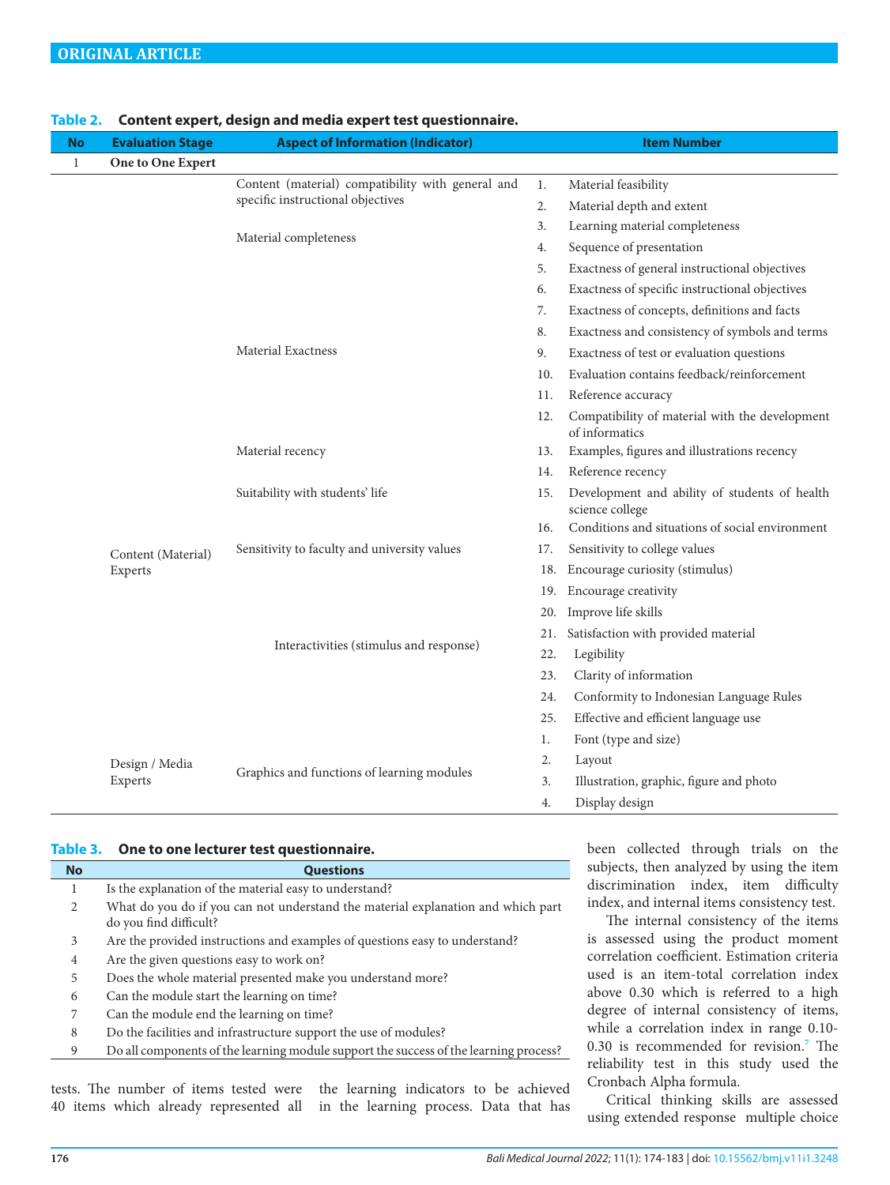**Table 2. Content expert, design and media expert test questionnaire.**

| No | Evaluation Stage | Aspect of Information (Indicator) | Item Number |
|---|---|---|---|
| 1 | **One to One Expert** | | |
| | Content (Material) Experts | Content (material) compatibility with general and specific instructional objectives | 1. Material feasibility |
| | | | 2. Material depth and extent |
| | | Material completeness | 3. Learning material completeness |
| | | | 4. Sequence of presentation |
| | | Material Exactness | 5. Exactness of general instructional objectives |
| | | | 6. Exactness of specific instructional objectives |
| | | | 7. Exactness of concepts, definitions and facts |
| | | | 8. Exactness and consistency of symbols and terms |
| | | | 9. Exactness of test or evaluation questions |
| | | | 10. Evaluation contains feedback/reinforcement |
| | | | 11. Reference accuracy |
| | | | 12. Compatibility of material with the development of informatics |
| | | Material recency | 13. Examples, figures and illustrations recency |
| | | | 14. Reference recency |
| | | Suitability with students' life | 15. Development and ability of students of health science college |
| | | | 16. Conditions and situations of social environment |
| | | Sensitivity to faculty and university values | 17. Sensitivity to college values |
| | | Interactivities (stimulus and response) | 18. Encourage curiosity (stimulus) |
| | | | 19. Encourage creativity |
| | | | 20. Improve life skills |
| | | | 21. Satisfaction with provided material |
| | | | 22. Legibility |
| | | | 23. Clarity of information |
| | | | 24. Conformity to Indonesian Language Rules |
| | | | 25. Effective and efficient language use |
| | Design / Media Experts | Graphics and functions of learning modules | 1. Font (type and size) |
| | | | 2. Layout |
| | | | 3. Illustration, graphic, figure and photo |
| | | | 4. Display design |

**Table 3. One to one lecturer test questionnaire.**

| No | Questions |
|---|---|
| 1 | Is the explanation of the material easy to understand? |
| 2 | What do you do if you can not understand the material explanation and which part do you find difficult? |
| 3 | Are the provided instructions and examples of questions easy to understand? |
| 4 | Are the given questions easy to work on? |
| 5 | Does the whole material presented make you understand more? |
| 6 | Can the module start the learning on time? |
| 7 | Can the module end the learning on time? |
| 8 | Do the facilities and infrastructure support the use of modules? |
| 9 | Do all components of the learning module support the success of the learning process? |

tests. The number of items tested were 40 items which already represented all the learning indicators to be achieved in the learning process. Data that has been collected through trials on the subjects, then analyzed by using the item discrimination index, item difficulty index, and internal items consistency test.

The internal consistency of the items is assessed using the product moment correlation coefficient. Estimation criteria used is an item-total correlation index above 0.30 which is referred to a high degree of internal consistency of items, while a correlation index in range 0.10-0.30 is recommended for revision.[7] The reliability test in this study used the Cronbach Alpha formula.

Critical thinking skills are assessed using extended response multiple choice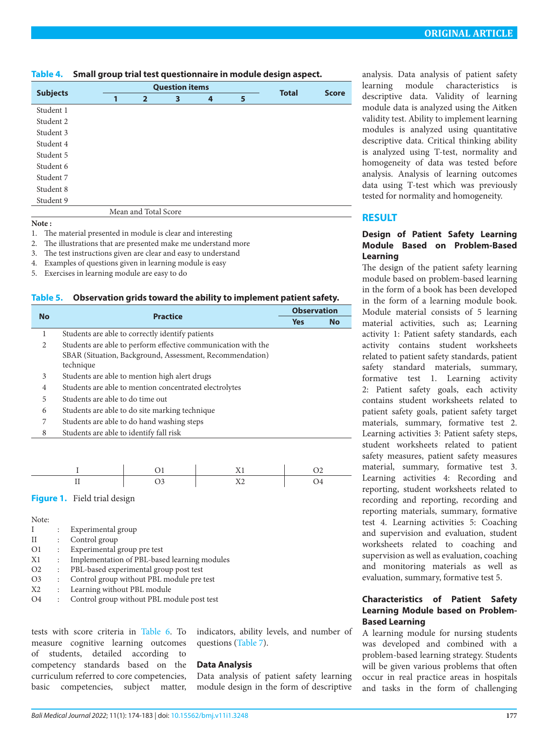**Table 4. Small group trial test questionnaire in module design aspect.**

| Subjects | Question items | | | | | Total | Score |
|---|---|---|---|---|---|---|---|
| | 1 | 2 | 3 | 4 | 5 | | |
| Student 1 | | | | | | | |
| Student 2 | | | | | | | |
| Student 3 | | | | | | | |
| Student 4 | | | | | | | |
| Student 5 | | | | | | | |
| Student 6 | | | | | | | |
| Student 7 | | | | | | | |
| Student 8 | | | | | | | |
| Student 9 | | | | | | | |
| Mean and Total Score | | | | | | | |

**Note :**

1. The material presented in module is clear and interesting
2. The illustrations that are presented make me understand more
3. The test instructions given are clear and easy to understand
4. Examples of questions given in learning module is easy
5. Exercises in learning module are easy to do

**Table 5. Observation grids toward the ability to implement patient safety.**

| No | Practice | Observation | |
|---|---|---|---|
| | | Yes | No |
| 1 | Students are able to correctly identify patients | | |
| 2 | Students are able to perform effective communication with the SBAR (Situation, Background, Assessment, Recommendation) technique | | |
| 3 | Students are able to mention high alert drugs | | |
| 4 | Students are able to mention concentrated electrolytes | | |
| 5 | Students are able to do time out | | |
| 6 | Students are able to do site marking technique | | |
| 7 | Students are able to do hand washing steps | | |
| 8 | Students are able to identify fall risk | | |

| I | O1 | X1 | O2 |
|---|---|---|---|
| II | O3 | X2 | O4 |

**Figure 1.** Field trial design

Note:

- I : Experimental group
- II : Control group
- O1 : Experimental group pre test
- X1 : Implementation of PBL-based learning modules
- O2 : PBL-based experimental group post test
- O3 : Control group without PBL module pre test
- X2 : Learning without PBL module
- O4 : Control group without PBL module post test

tests with score criteria in Table 6. To measure cognitive learning outcomes of students, detailed according to competency standards based on the curriculum referred to core competencies, basic competencies, subject matter, indicators, ability levels, and number of questions (Table 7).

### Data Analysis

Data analysis of patient safety learning module design in the form of descriptive analysis. Data analysis of patient safety learning module characteristics is descriptive data. Validity of learning module data is analyzed using the Aitken validity test. Ability to implement learning modules is analyzed using quantitative descriptive data. Critical thinking ability is analyzed using T-test, normality and homogeneity of data was tested before analysis. Analysis of learning outcomes data using T-test which was previously tested for normality and homogeneity.

## RESULT

### Design of Patient Safety Learning Module Based on Problem-Based Learning

The design of the patient safety learning module based on problem-based learning in the form of a book has been developed in the form of a learning module book. Module material consists of 5 learning material activities, such as; Learning activity 1: Patient safety standards, each activity contains student worksheets related to patient safety standards, patient safety standard materials, summary, formative test 1. Learning activity 2: Patient safety goals, each activity contains student worksheets related to patient safety goals, patient safety target materials, summary, formative test 2. Learning activities 3: Patient safety steps, student worksheets related to patient safety measures, patient safety measures material, summary, formative test 3. Learning activities 4: Recording and reporting, student worksheets related to recording and reporting, recording and reporting materials, summary, formative test 4. Learning activities 5: Coaching and supervision and evaluation, student worksheets related to coaching and supervision as well as evaluation, coaching and monitoring materials as well as evaluation, summary, formative test 5.

### Characteristics of Patient Safety Learning Module based on Problem-Based Learning

A learning module for nursing students was developed and combined with a problem-based learning strategy. Students will be given various problems that often occur in real practice areas in hospitals and tasks in the form of challenging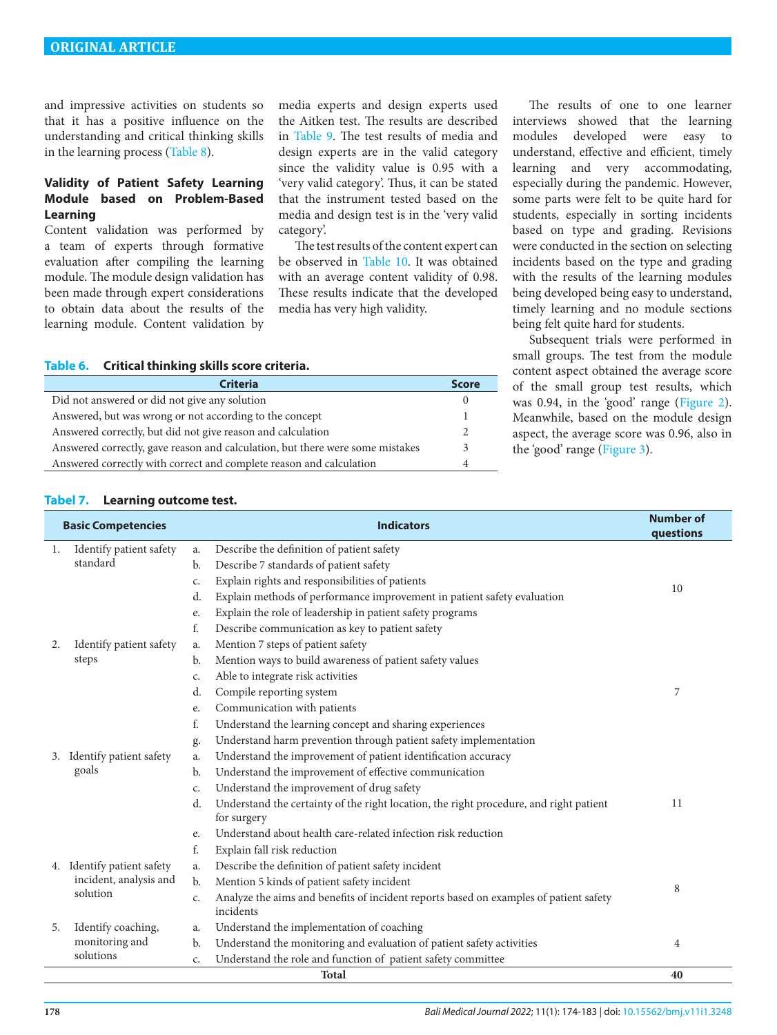and impressive activities on students so that it has a positive influence on the understanding and critical thinking skills in the learning process (Table 8).

### Validity of Patient Safety Learning Module based on Problem-Based Learning

Content validation was performed by a team of experts through formative evaluation after compiling the learning module. The module design validation has been made through expert considerations to obtain data about the results of the learning module. Content validation by media experts and design experts used the Aitken test. The results are described in Table 9. The test results of media and design experts are in the valid category since the validity value is 0.95 with a 'very valid category'. Thus, it can be stated that the instrument tested based on the media and design test is in the 'very valid category'.

The test results of the content expert can be observed in Table 10. It was obtained with an average content validity of 0.98. These results indicate that the developed media has very high validity.

The results of one to one learner interviews showed that the learning modules developed were easy to understand, effective and efficient, timely learning and very accommodating, especially during the pandemic. However, some parts were felt to be quite hard for students, especially in sorting incidents based on type and grading. Revisions were conducted in the section on selecting incidents based on the type and grading with the results of the learning modules being developed being easy to understand, timely learning and no module sections being felt quite hard for students.

Subsequent trials were performed in small groups. The test from the module content aspect obtained the average score of the small group test results, which was 0.94, in the 'good' range (Figure 2). Meanwhile, based on the module design aspect, the average score was 0.96, also in the 'good' range (Figure 3).

**Table 6. Critical thinking skills score criteria.**

| Criteria | Score |
|---|---|
| Did not answered or did not give any solution | 0 |
| Answered, but was wrong or not according to the concept | 1 |
| Answered correctly, but did not give reason and calculation | 2 |
| Answered correctly, gave reason and calculation, but there were some mistakes | 3 |
| Answered correctly with correct and complete reason and calculation | 4 |

**Tabel 7. Learning outcome test.**

| Basic Competencies | Indicators | Number of questions |
|---|---|---|
| 1. Identify patient safety standard | a. Describe the definition of patient safety<br>b. Describe 7 standards of patient safety<br>c. Explain rights and responsibilities of patients<br>d. Explain methods of performance improvement in patient safety evaluation<br>e. Explain the role of leadership in patient safety programs<br>f. Describe communication as key to patient safety | 10 |
| 2. Identify patient safety steps | a. Mention 7 steps of patient safety<br>b. Mention ways to build awareness of patient safety values<br>c. Able to integrate risk activities<br>d. Compile reporting system<br>e. Communication with patients<br>f. Understand the learning concept and sharing experiences<br>g. Understand harm prevention through patient safety implementation | 7 |
| 3. Identify patient safety goals | a. Understand the improvement of patient identification accuracy<br>b. Understand the improvement of effective communication<br>c. Understand the improvement of drug safety<br>d. Understand the certainty of the right location, the right procedure, and right patient for surgery<br>e. Understand about health care-related infection risk reduction<br>f. Explain fall risk reduction | 11 |
| 4. Identify patient safety incident, analysis and solution | a. Describe the definition of patient safety incident<br>b. Mention 5 kinds of patient safety incident<br>c. Analyze the aims and benefits of incident reports based on examples of patient safety incidents | 8 |
| 5. Identify coaching, monitoring and solutions | a. Understand the implementation of coaching<br>b. Understand the monitoring and evaluation of patient safety activities<br>c. Understand the role and function of patient safety committee | 4 |
| **Total** | | **40** |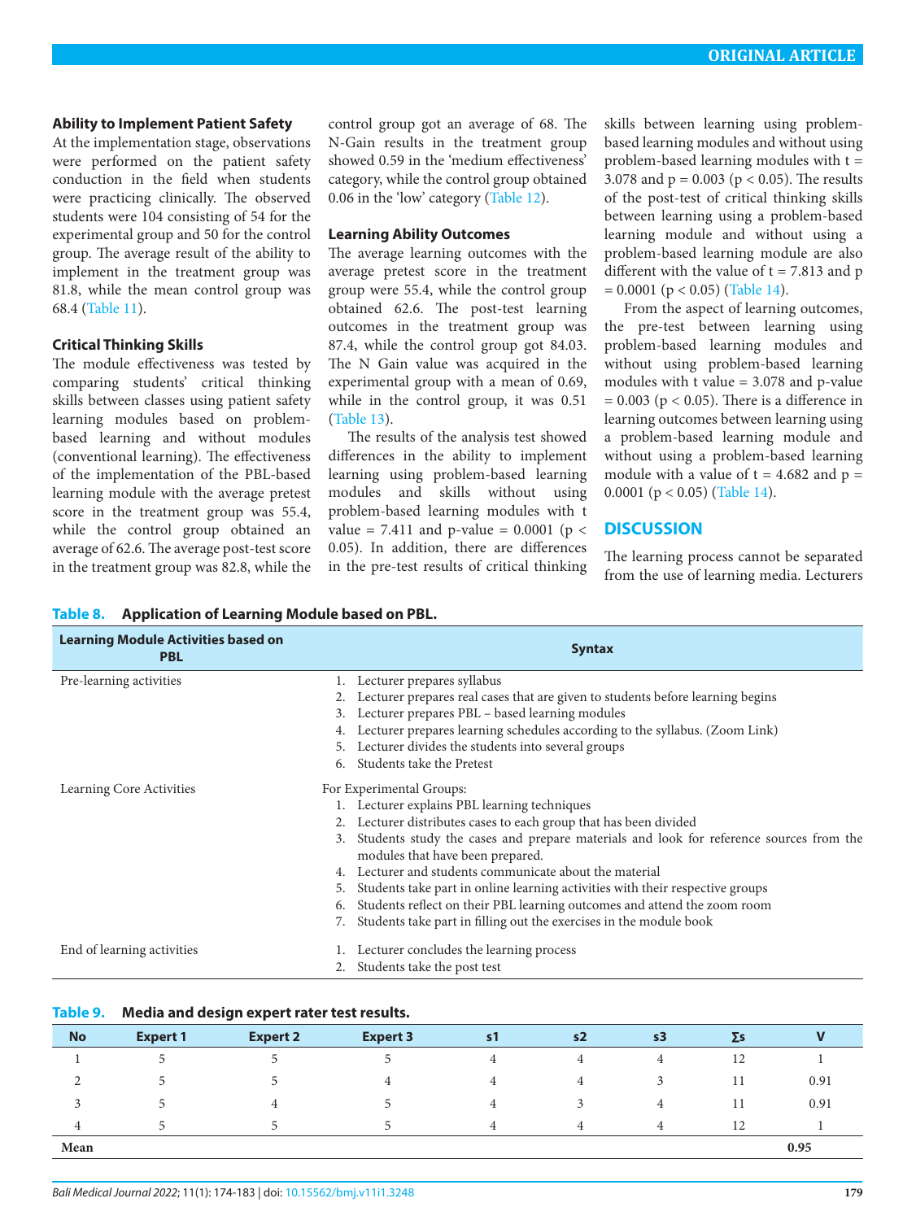### Ability to Implement Patient Safety

At the implementation stage, observations were performed on the patient safety conduction in the field when students were practicing clinically. The observed students were 104 consisting of 54 for the experimental group and 50 for the control group. The average result of the ability to implement in the treatment group was 81.8, while the mean control group was 68.4 (Table 11).

### Critical Thinking Skills

The module effectiveness was tested by comparing students' critical thinking skills between classes using patient safety learning modules based on problem-based learning and without modules (conventional learning). The effectiveness of the implementation of the PBL-based learning module with the average pretest score in the treatment group was 55.4, while the control group obtained an average of 62.6. The average post-test score in the treatment group was 82.8, while the control group got an average of 68. The N-Gain results in the treatment group showed 0.59 in the 'medium effectiveness' category, while the control group obtained 0.06 in the 'low' category (Table 12).

### Learning Ability Outcomes

The average learning outcomes with the average pretest score in the treatment group were 55.4, while the control group obtained 62.6. The post-test learning outcomes in the treatment group was 87.4, while the control group got 84.03. The N Gain value was acquired in the experimental group with a mean of 0.69, while in the control group, it was 0.51 (Table 13).

The results of the analysis test showed differences in the ability to implement learning using problem-based learning modules and skills without using problem-based learning modules with t value = 7.411 and p-value = 0.0001 ($p < 0.05$). In addition, there are differences in the pre-test results of critical thinking skills between learning using problem-based learning modules and without using problem-based learning modules with t = 3.078 and p = 0.003 ($p < 0.05$). The results of the post-test of critical thinking skills between learning using a problem-based learning module and without using a problem-based learning module are also different with the value of t = 7.813 and p = 0.0001 ($p < 0.05$) (Table 14).

From the aspect of learning outcomes, the pre-test between learning using problem-based learning modules and without using problem-based learning modules with t value = 3.078 and p-value = 0.003 ($p < 0.05$). There is a difference in learning outcomes between learning using a problem-based learning module and without using a problem-based learning module with a value of t = 4.682 and p = 0.0001 ($p < 0.05$) (Table 14).

## DISCUSSION

The learning process cannot be separated from the use of learning media. Lecturers

**Table 8. Application of Learning Module based on PBL.**

| Learning Module Activities based on PBL | Syntax |
|---|---|
| Pre-learning activities | 1. Lecturer prepares syllabus<br>2. Lecturer prepares real cases that are given to students before learning begins<br>3. Lecturer prepares PBL – based learning modules<br>4. Lecturer prepares learning schedules according to the syllabus. (Zoom Link)<br>5. Lecturer divides the students into several groups<br>6. Students take the Pretest |
| Learning Core Activities | For Experimental Groups:<br>1. Lecturer explains PBL learning techniques<br>2. Lecturer distributes cases to each group that has been divided<br>3. Students study the cases and prepare materials and look for reference sources from the modules that have been prepared.<br>4. Lecturer and students communicate about the material<br>5. Students take part in online learning activities with their respective groups<br>6. Students reflect on their PBL learning outcomes and attend the zoom room<br>7. Students take part in filling out the exercises in the module book |
| End of learning activities | 1. Lecturer concludes the learning process<br>2. Students take the post test |

**Table 9. Media and design expert rater test results.**

| No | Expert 1 | Expert 2 | Expert 3 | s1 | s2 | s3 | ∑s | V |
|---|---|---|---|---|---|---|---|---|
| 1 | 5 | 5 | 5 | 4 | 4 | 4 | 12 | 1 |
| 2 | 5 | 5 | 4 | 4 | 4 | 3 | 11 | 0.91 |
| 3 | 5 | 4 | 5 | 4 | 3 | 4 | 11 | 0.91 |
| 4 | 5 | 5 | 5 | 4 | 4 | 4 | 12 | 1 |
| Mean | | | | | | | | 0.95 |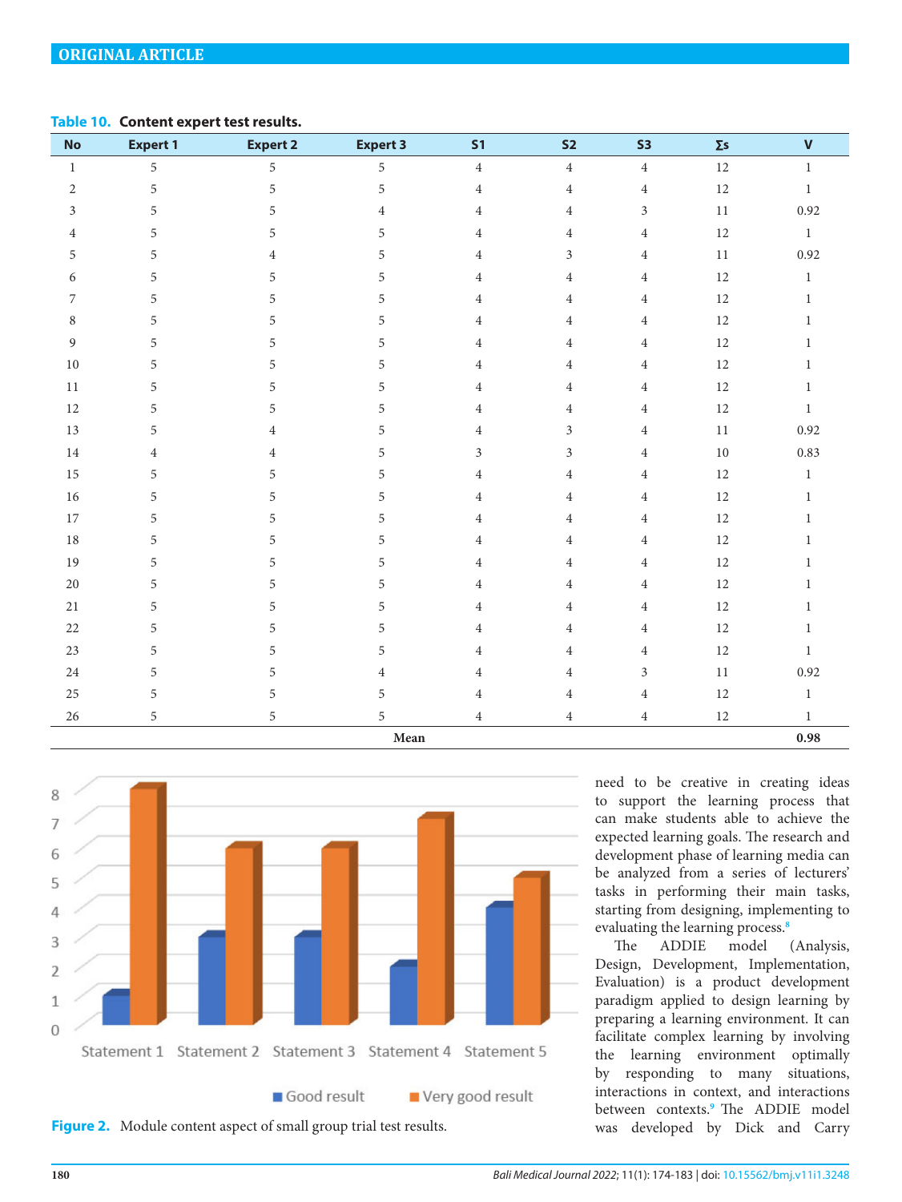**Table 10. Content expert test results.**

| No | Expert 1 | Expert 2 | Expert 3 | S1 | S2 | S3 | ∑s | V |
|---|---|---|---|---|---|---|---|---|
| 1 | 5 | 5 | 5 | 4 | 4 | 4 | 12 | 1 |
| 2 | 5 | 5 | 5 | 4 | 4 | 4 | 12 | 1 |
| 3 | 5 | 5 | 4 | 4 | 4 | 3 | 11 | 0.92 |
| 4 | 5 | 5 | 5 | 4 | 4 | 4 | 12 | 1 |
| 5 | 5 | 4 | 5 | 4 | 3 | 4 | 11 | 0.92 |
| 6 | 5 | 5 | 5 | 4 | 4 | 4 | 12 | 1 |
| 7 | 5 | 5 | 5 | 4 | 4 | 4 | 12 | 1 |
| 8 | 5 | 5 | 5 | 4 | 4 | 4 | 12 | 1 |
| 9 | 5 | 5 | 5 | 4 | 4 | 4 | 12 | 1 |
| 10 | 5 | 5 | 5 | 4 | 4 | 4 | 12 | 1 |
| 11 | 5 | 5 | 5 | 4 | 4 | 4 | 12 | 1 |
| 12 | 5 | 5 | 5 | 4 | 4 | 4 | 12 | 1 |
| 13 | 5 | 4 | 5 | 4 | 3 | 4 | 11 | 0.92 |
| 14 | 4 | 4 | 5 | 3 | 3 | 4 | 10 | 0.83 |
| 15 | 5 | 5 | 5 | 4 | 4 | 4 | 12 | 1 |
| 16 | 5 | 5 | 5 | 4 | 4 | 4 | 12 | 1 |
| 17 | 5 | 5 | 5 | 4 | 4 | 4 | 12 | 1 |
| 18 | 5 | 5 | 5 | 4 | 4 | 4 | 12 | 1 |
| 19 | 5 | 5 | 5 | 4 | 4 | 4 | 12 | 1 |
| 20 | 5 | 5 | 5 | 4 | 4 | 4 | 12 | 1 |
| 21 | 5 | 5 | 5 | 4 | 4 | 4 | 12 | 1 |
| 22 | 5 | 5 | 5 | 4 | 4 | 4 | 12 | 1 |
| 23 | 5 | 5 | 5 | 4 | 4 | 4 | 12 | 1 |
| 24 | 5 | 5 | 4 | 4 | 4 | 3 | 11 | 0.92 |
| 25 | 5 | 5 | 5 | 4 | 4 | 4 | 12 | 1 |
| 26 | 5 | 5 | 5 | 4 | 4 | 4 | 12 | 1 |
| | | | **Mean** | | | | | **0.98** |

**Figure 2.** Module content aspect of small group trial test results.

need to be creative in creating ideas to support the learning process that can make students able to achieve the expected learning goals. The research and development phase of learning media can be analyzed from a series of lecturers' tasks in performing their main tasks, starting from designing, implementing to evaluating the learning process.[8]

The ADDIE model (Analysis, Design, Development, Implementation, Evaluation) is a product development paradigm applied to design learning by preparing a learning environment. It can facilitate complex learning by involving the learning environment optimally by responding to many situations, interactions in context, and interactions between contexts.[9] The ADDIE model was developed by Dick and Carry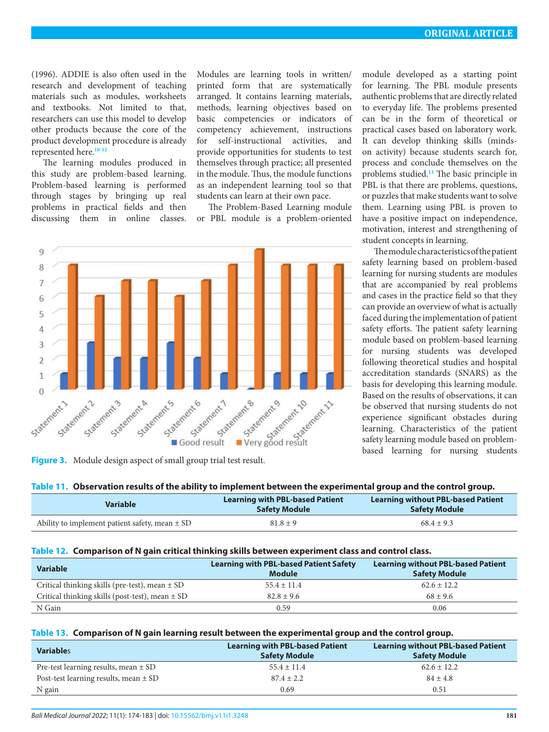(1996). ADDIE is also often used in the research and development of teaching materials such as modules, worksheets and textbooks. Not limited to that, researchers can use this model to develop other products because the core of the product development procedure is already represented here.[10-12]

The learning modules produced in this study are problem-based learning. Problem-based learning is performed through stages by bringing up real problems in practical fields and then discussing them in online classes. Modules are learning tools in written/printed form that are systematically arranged. It contains learning materials, methods, learning objectives based on basic competencies or indicators of competency achievement, instructions for self-instructional activities, and provide opportunities for students to test themselves through practice; all presented in the module. Thus, the module functions as an independent learning tool so that students can learn at their own pace.

The Problem-Based Learning module or PBL module is a problem-oriented module developed as a starting point for learning. The PBL module presents authentic problems that are directly related to everyday life. The problems presented can be in the form of theoretical or practical cases based on laboratory work. It can develop thinking skills (minds-on activity) because students search for, process and conclude themselves on the problems studied.[13] The basic principle in PBL is that there are problems, questions, or puzzles that make students want to solve them. Learning using PBL is proven to have a positive impact on independence, motivation, interest and strengthening of student concepts in learning.

The module characteristics of the patient safety learning based on problem-based learning for nursing students are modules that are accompanied by real problems and cases in the practice field so that they can provide an overview of what is actually faced during the implementation of patient safety efforts. The patient safety learning module based on problem-based learning for nursing students was developed following theoretical studies and hospital accreditation standards (SNARS) as the basis for developing this learning module. Based on the results of observations, it can be observed that nursing students do not experience significant obstacles during learning. Characteristics of the patient safety learning module based on problem-based learning for nursing students

| | Good result | Very good result |
|---|---|---|
| Statement 1 | 1 | 8 |
| Statement 2 | 3 | 6 |
| Statement 3 | 2 | 7 |
| Statement 4 | 2 | 7 |
| Statement 5 | 3 | 6 |
| Statement 6 | 2 | 7 |
| Statement 7 | 1 | 8 |
| Statement 8 | 0 | 9 |
| Statement 9 | 1 | 8 |
| Statement 10 | 1 | 8 |
| Statement 11 | 1 | 8 |

**Figure 3.** Module design aspect of small group trial test result.

**Table 11. Observation results of the ability to implement between the experimental group and the control group.**

| Variable | Learning with PBL-based Patient Safety Module | Learning without PBL-based Patient Safety Module |
|---|---|---|
| Ability to implement patient safety, mean ± SD | 81.8 ± 9 | 68.4 ± 9.3 |

**Table 12. Comparison of N gain critical thinking skills between experiment class and control class.**

| Variable | Learning with PBL-based Patient Safety Module | Learning without PBL-based Patient Safety Module |
|---|---|---|
| Critical thinking skills (pre-test), mean ± SD | 55.4 ± 11.4 | 62.6 ± 12.2 |
| Critical thinking skills (post-test), mean ± SD | 82.8 ± 9.6 | 68 ± 9.6 |
| N Gain | 0.59 | 0.06 |

**Table 13. Comparison of N gain learning result between the experimental group and the control group.**

| Variables | Learning with PBL-based Patient Safety Module | Learning without PBL-based Patient Safety Module |
|---|---|---|
| Pre-test learning results, mean ± SD | 55.4 ± 11.4 | 62.6 ± 12.2 |
| Post-test learning results, mean ± SD | 87.4 ± 2.2 | 84 ± 4.8 |
| N gain | 0.69 | 0.51 |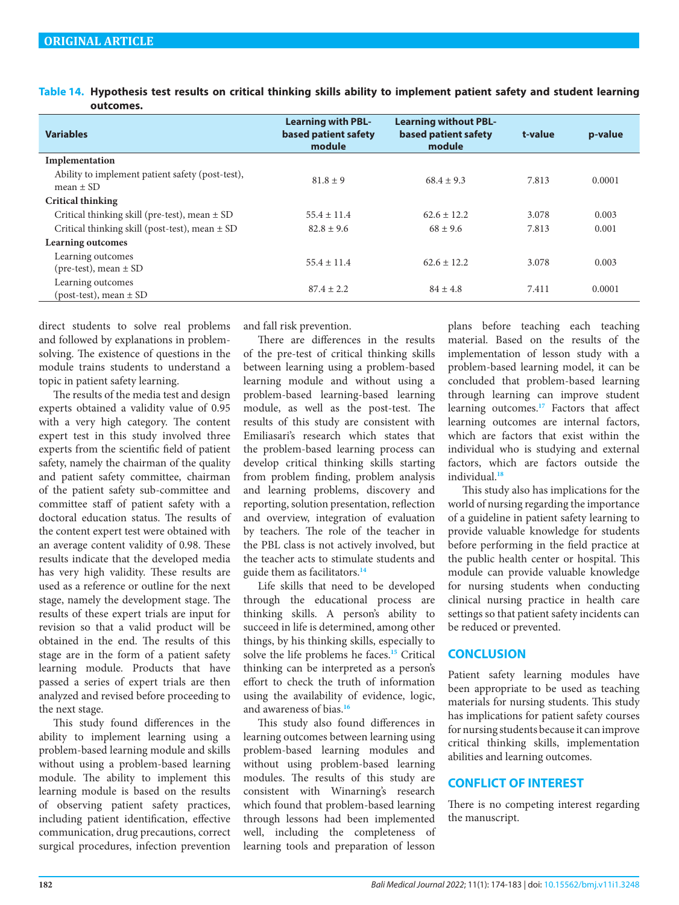**Table 14. Hypothesis test results on critical thinking skills ability to implement patient safety and student learning outcomes.**

| Variables | Learning with PBL-based patient safety module | Learning without PBL-based patient safety module | t-value | p-value |
|---|---|---|---|---|
| **Implementation** | | | | |
| Ability to implement patient safety (post-test), mean ± SD | 81.8 ± 9 | 68.4 ± 9.3 | 7.813 | 0.0001 |
| **Critical thinking** | | | | |
| Critical thinking skill (pre-test), mean ± SD | 55.4 ± 11.4 | 62.6 ± 12.2 | 3.078 | 0.003 |
| Critical thinking skill (post-test), mean ± SD | 82.8 ± 9.6 | 68 ± 9.6 | 7.813 | 0.001 |
| **Learning outcomes** | | | | |
| Learning outcomes (pre-test), mean ± SD | 55.4 ± 11.4 | 62.6 ± 12.2 | 3.078 | 0.003 |
| Learning outcomes (post-test), mean ± SD | 87.4 ± 2.2 | 84 ± 4.8 | 7.411 | 0.0001 |

direct students to solve real problems and followed by explanations in problem-solving. The existence of questions in the module trains students to understand a topic in patient safety learning.

The results of the media test and design experts obtained a validity value of 0.95 with a very high category. The content expert test in this study involved three experts from the scientific field of patient safety, namely the chairman of the quality and patient safety committee, chairman of the patient safety sub-committee and committee staff of patient safety with a doctoral education status. The results of the content expert test were obtained with an average content validity of 0.98. These results indicate that the developed media has very high validity. These results are used as a reference or outline for the next stage, namely the development stage. The results of these expert trials are input for revision so that a valid product will be obtained in the end. The results of this stage are in the form of a patient safety learning module. Products that have passed a series of expert trials are then analyzed and revised before proceeding to the next stage.

This study found differences in the ability to implement learning using a problem-based learning module and skills without using a problem-based learning module. The ability to implement this learning module is based on the results of observing patient safety practices, including patient identification, effective communication, drug precautions, correct surgical procedures, infection prevention and fall risk prevention.

There are differences in the results of the pre-test of critical thinking skills between learning using a problem-based learning module and without using a problem-based learning-based learning module, as well as the post-test. The results of this study are consistent with Emiliasari's research which states that the problem-based learning process can develop critical thinking skills starting from problem finding, problem analysis and learning problems, discovery and reporting, solution presentation, reflection and overview, integration of evaluation by teachers. The role of the teacher in the PBL class is not actively involved, but the teacher acts to stimulate students and guide them as facilitators.[14]

Life skills that need to be developed through the educational process are thinking skills. A person's ability to succeed in life is determined, among other things, by his thinking skills, especially to solve the life problems he faces.[15] Critical thinking can be interpreted as a person's effort to check the truth of information using the availability of evidence, logic, and awareness of bias.[16]

This study also found differences in learning outcomes between learning using problem-based learning modules and without using problem-based learning modules. The results of this study are consistent with Winarning's research which found that problem-based learning through lessons had been implemented well, including the completeness of learning tools and preparation of lesson plans before teaching each teaching material. Based on the results of the implementation of lesson study with a problem-based learning model, it can be concluded that problem-based learning through learning can improve student learning outcomes.[17] Factors that affect learning outcomes are internal factors, which are factors that exist within the individual who is studying and external factors, which are factors outside the individual.[18]

This study also has implications for the world of nursing regarding the importance of a guideline in patient safety learning to provide valuable knowledge for students before performing in the field practice at the public health center or hospital. This module can provide valuable knowledge for nursing students when conducting clinical nursing practice in health care settings so that patient safety incidents can be reduced or prevented.

## CONCLUSION

Patient safety learning modules have been appropriate to be used as teaching materials for nursing students. This study has implications for patient safety courses for nursing students because it can improve critical thinking skills, implementation abilities and learning outcomes.

## CONFLICT OF INTEREST

There is no competing interest regarding the manuscript.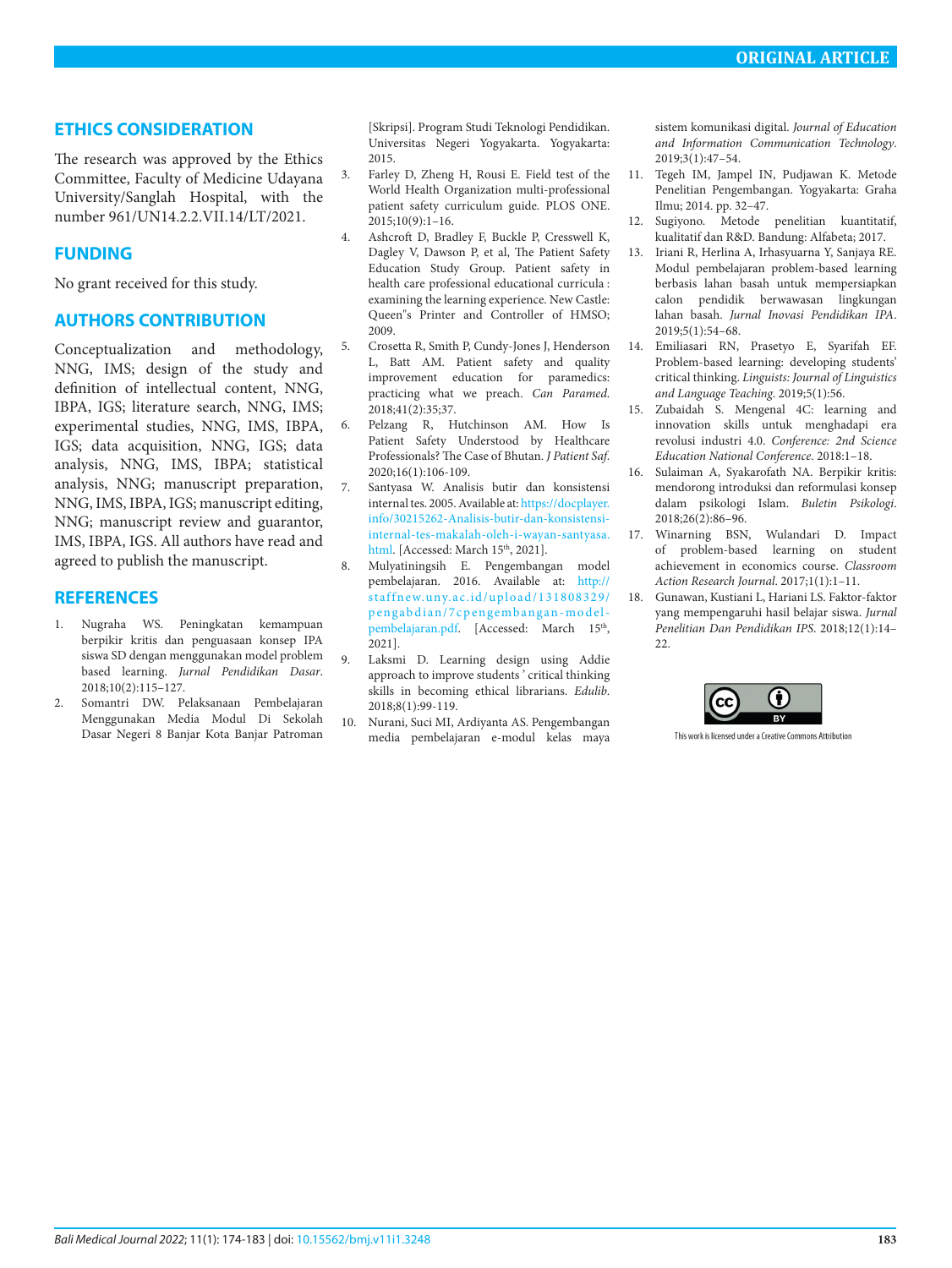## ETHICS CONSIDERATION

The research was approved by the Ethics Committee, Faculty of Medicine Udayana University/Sanglah Hospital, with the number 961/UN14.2.2.VII.14/LT/2021.

## FUNDING

No grant received for this study.

## AUTHORS CONTRIBUTION

Conceptualization and methodology, NNG, IMS; design of the study and definition of intellectual content, NNG, IBPA, IGS; literature search, NNG, IMS; experimental studies, NNG, IMS, IBPA, IGS; data acquisition, NNG, IGS; data analysis, NNG, IMS, IBPA; statistical analysis, NNG; manuscript preparation, NNG, IMS, IBPA, IGS; manuscript editing, NNG; manuscript review and guarantor, IMS, IBPA, IGS. All authors have read and agreed to publish the manuscript.

## REFERENCES

1. Nugraha WS. Peningkatan kemampuan berpikir kritis dan penguasaan konsep IPA siswa SD dengan menggunakan model problem based learning. *Jurnal Pendidikan Dasar*. 2018;10(2):115–127.
2. Somantri DW. Pelaksanaan Pembelajaran Menggunakan Media Modul Di Sekolah Dasar Negeri 8 Banjar Kota Banjar Patroman [Skripsi]. Program Studi Teknologi Pendidikan. Universitas Negeri Yogyakarta. Yogyakarta: 2015.
3. Farley D, Zheng H, Rousi E. Field test of the World Health Organization multi-professional patient safety curriculum guide. PLOS ONE. 2015;10(9):1–16.
4. Ashcroft D, Bradley F, Buckle P, Cresswell K, Dagley V, Dawson P, et al, The Patient Safety Education Study Group. Patient safety in health care professional educational curricula : examining the learning experience. New Castle: Queen"s Printer and Controller of HMSO; 2009.
5. Crosetta R, Smith P, Cundy-Jones J, Henderson L, Batt AM. Patient safety and quality improvement education for paramedics: practicing what we preach. *Can Paramed*. 2018;41(2):35;37.
6. Pelzang R, Hutchinson AM. How Is Patient Safety Understood by Healthcare Professionals? The Case of Bhutan. *J Patient Saf.* 2020;16(1):106-109.
7. Santyasa W. Analisis butir dan konsistensi internal tes. 2005. Available at: https://docplayer.info/30215262-Analisis-butir-dan-konsistensi-internal-tes-makalah-oleh-i-wayan-santyasa.html. [Accessed: March 15th, 2021].
8. Mulyatiningsih E. Pengembangan model pembelajaran. 2016. Available at: http://staffnew.uny.ac.id/upload/131808329/pengabdian/7cpengembangan-model-pembelajaran.pdf. [Accessed: March 15th, 2021].
9. Laksmi D. Learning design using Addie approach to improve students ' critical thinking skills in becoming ethical librarians. *Edulib*. 2018;8(1):99-119.
10. Nurani, Suci MI, Ardiyanta AS. Pengembangan media pembelajaran e-modul kelas maya sistem komunikasi digital. *Journal of Education and Information Communication Technology*. 2019;3(1):47–54.
11. Tegeh IM, Jampel IN, Pudjawan K. Metode Penelitian Pengembangan. Yogyakarta: Graha Ilmu; 2014. pp. 32–47.
12. Sugiyono. Metode penelitian kuantitatif, kualitatif dan R&D. Bandung: Alfabeta; 2017.
13. Iriani R, Herlina A, Irhasyuarna Y, Sanjaya RE. Modul pembelajaran problem-based learning berbasis lahan basah untuk mempersiapkan calon pendidik berwawasan lingkungan lahan basah. *Jurnal Inovasi Pendidikan IPA*. 2019;5(1):54–68.
14. Emiliasari RN, Prasetyo E, Syarifah EF. Problem-based learning: developing students' critical thinking. *Linguists: Journal of Linguistics and Language Teaching*. 2019;5(1):56.
15. Zubaidah S. Mengenal 4C: learning and innovation skills untuk menghadapi era revolusi industri 4.0. *Conference: 2nd Science Education National Conference*. 2018:1–18.
16. Sulaiman A, Syakarofath NA. Berpikir kritis: mendorong introduksi dan reformulasi konsep dalam psikologi Islam. *Buletin Psikologi*. 2018;26(2):86–96.
17. Winarning BSN, Wulandari D. Impact of problem-based learning on student achievement in economics course. *Classroom Action Research Journal*. 2017;1(1):1–11.
18. Gunawan, Kustiani L, Hariani LS. Faktor-faktor yang mempengaruhi hasil belajar siswa. *Jurnal Penelitian Dan Pendidikan IPS*. 2018;12(1):14–22.

This work is licensed under a Creative Commons Attribution